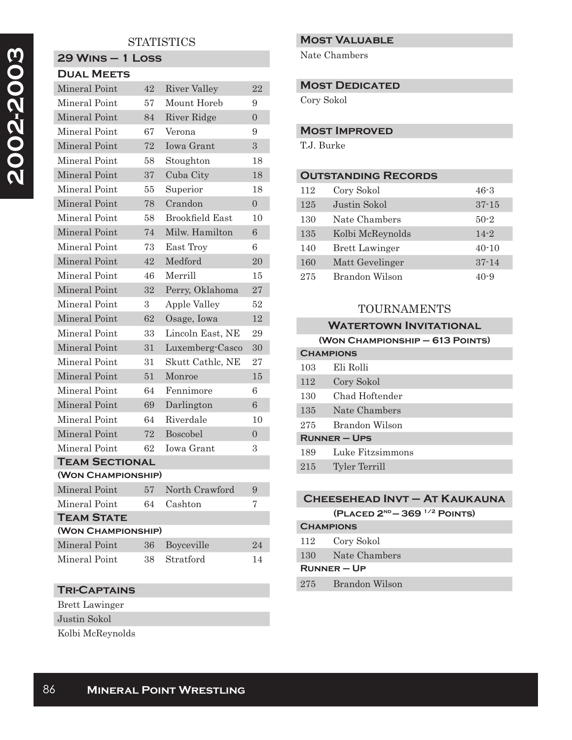# 2002-2003

## STATISTICS

### 29 Wins – 1 Loss

#### Dual Meets

| | | | |
|---|---|---|---|
| Mineral Point | 42 | River Valley | 22 |
| Mineral Point | 57 | Mount Horeb | 9 |
| Mineral Point | 84 | River Ridge | 0 |
| Mineral Point | 67 | Verona | 9 |
| Mineral Point | 72 | Iowa Grant | 3 |
| Mineral Point | 58 | Stoughton | 18 |
| Mineral Point | 37 | Cuba City | 18 |
| Mineral Point | 55 | Superior | 18 |
| Mineral Point | 78 | Crandon | 0 |
| Mineral Point | 58 | Brookfield East | 10 |
| Mineral Point | 74 | Milw. Hamilton | 6 |
| Mineral Point | 73 | East Troy | 6 |
| Mineral Point | 42 | Medford | 20 |
| Mineral Point | 46 | Merrill | 15 |
| Mineral Point | 32 | Perry, Oklahoma | 27 |
| Mineral Point | 3 | Apple Valley | 52 |
| Mineral Point | 62 | Osage, Iowa | 12 |
| Mineral Point | 33 | Lincoln East, NE | 29 |
| Mineral Point | 31 | Luxemberg-Casco | 30 |
| Mineral Point | 31 | Skutt Cathlc, NE | 27 |
| Mineral Point | 51 | Monroe | 15 |
| Mineral Point | 64 | Fennimore | 6 |
| Mineral Point | 69 | Darlington | 6 |
| Mineral Point | 64 | Riverdale | 10 |
| Mineral Point | 72 | Boscobel | 0 |
| Mineral Point | 62 | Iowa Grant | 3 |

#### Team Sectional
**(Won Championship)**

| | | | |
|---|---|---|---|
| Mineral Point | 57 | North Crawford | 9 |
| Mineral Point | 64 | Cashton | 7 |

#### Team State
**(Won Championship)**

| | | | |
|---|---|---|---|
| Mineral Point | 36 | Boyceville | 24 |
| Mineral Point | 38 | Stratford | 14 |

### Tri-Captains

- Brett Lawinger
- Justin Sokol
- Kolbi McReynolds

### Most Valuable

Nate Chambers

### Most Dedicated

Cory Sokol

### Most Improved

T.J. Burke

### Outstanding Records

| | | |
|---|---|---|
| 112 | Cory Sokol | 46-3 |
| 125 | Justin Sokol | 37-15 |
| 130 | Nate Chambers | 50-2 |
| 135 | Kolbi McReynolds | 14-2 |
| 140 | Brett Lawinger | 40-10 |
| 160 | Matt Gevelinger | 37-14 |
| 275 | Brandon Wilson | 40-9 |

## TOURNAMENTS

### Watertown Invitational
**(Won Championship – 613 Points)**

**Champions**

| | |
|---|---|
| 103 | Eli Rolli |
| 112 | Cory Sokol |
| 130 | Chad Hoftender |
| 135 | Nate Chambers |
| 275 | Brandon Wilson |

**Runner – Ups**

| | |
|---|---|
| 189 | Luke Fitzsimmons |
| 215 | Tyler Terrill |

### Cheesehead Invt – At Kaukauna
**(Placed 2nd – 369 1/2 Points)**

**Champions**

| | |
|---|---|
| 112 | Cory Sokol |
| 130 | Nate Chambers |

**Runner – Up**

| | |
|---|---|
| 275 | Brandon Wilson |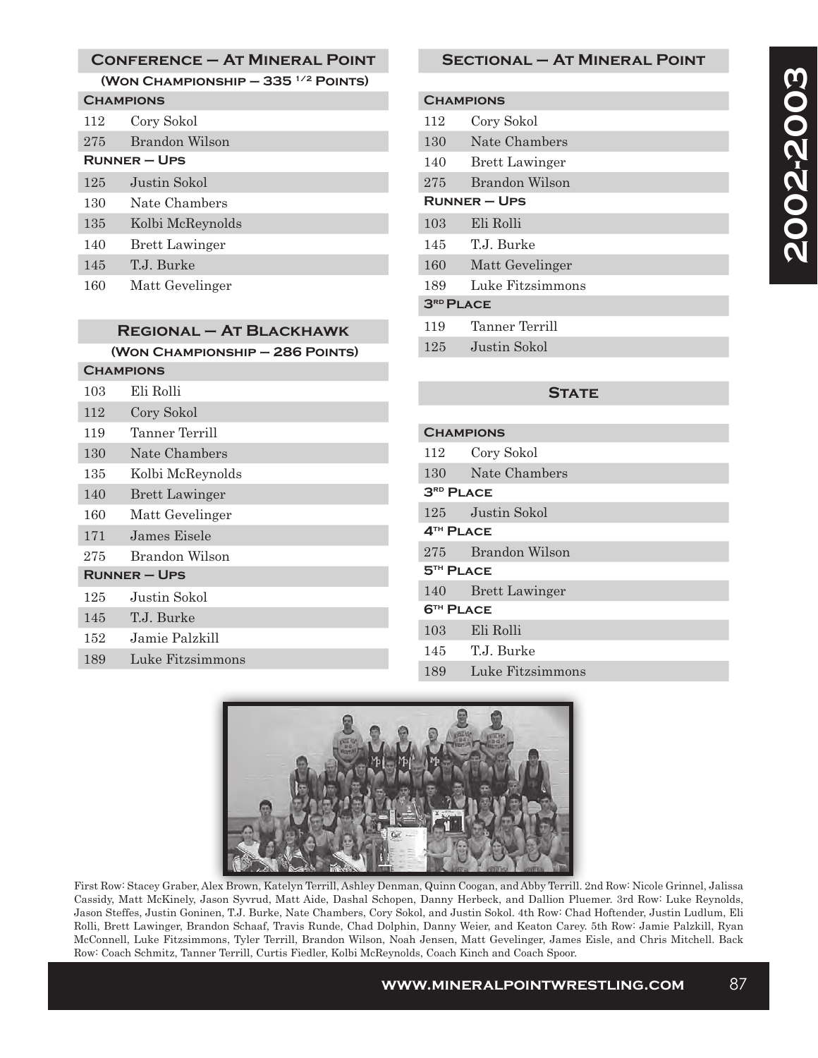# 2002-2003

## Conference – At Mineral Point

**(Won Championship – 335 ½ Points)**

| | |
|---|---|
| **Champions** | |
| 112 | Cory Sokol |
| 275 | Brandon Wilson |
| **Runner – Ups** | |
| 125 | Justin Sokol |
| 130 | Nate Chambers |
| 135 | Kolbi McReynolds |
| 140 | Brett Lawinger |
| 145 | T.J. Burke |
| 160 | Matt Gevelinger |

## Regional – At Blackhawk

**(Won Championship – 286 Points)**

| | |
|---|---|
| **Champions** | |
| 103 | Eli Rolli |
| 112 | Cory Sokol |
| 119 | Tanner Terrill |
| 130 | Nate Chambers |
| 135 | Kolbi McReynolds |
| 140 | Brett Lawinger |
| 160 | Matt Gevelinger |
| 171 | James Eisele |
| 275 | Brandon Wilson |
| **Runner – Ups** | |
| 125 | Justin Sokol |
| 145 | T.J. Burke |
| 152 | Jamie Palzkill |
| 189 | Luke Fitzsimmons |

## Sectional – At Mineral Point

| | |
|---|---|
| **Champions** | |
| 112 | Cory Sokol |
| 130 | Nate Chambers |
| 140 | Brett Lawinger |
| 275 | Brandon Wilson |
| **Runner – Ups** | |
| 103 | Eli Rolli |
| 145 | T.J. Burke |
| 160 | Matt Gevelinger |
| 189 | Luke Fitzsimmons |
| **3rd Place** | |
| 119 | Tanner Terrill |
| 125 | Justin Sokol |

## State

| | |
|---|---|
| **Champions** | |
| 112 | Cory Sokol |
| 130 | Nate Chambers |
| **3rd Place** | |
| 125 | Justin Sokol |
| **4th Place** | |
| 275 | Brandon Wilson |
| **5th Place** | |
| 140 | Brett Lawinger |
| **6th Place** | |
| 103 | Eli Rolli |
| 145 | T.J. Burke |
| 189 | Luke Fitzsimmons |

First Row: Stacey Graber, Alex Brown, Katelyn Terrill, Ashley Denman, Quinn Coogan, and Abby Terrill. 2nd Row: Nicole Grinnel, Jalissa Cassidy, Matt McKinely, Jason Syvrud, Matt Aide, Dashal Schopen, Danny Herbeck, and Dallion Pluemer. 3rd Row: Luke Reynolds, Jason Steffes, Justin Goninen, T.J. Burke, Nate Chambers, Cory Sokol, and Justin Sokol. 4th Row: Chad Hoftender, Justin Ludlum, Eli Rolli, Brett Lawinger, Brandon Schaaf, Travis Runde, Chad Dolphin, Danny Weier, and Keaton Carey. 5th Row: Jamie Palzkill, Ryan McConnell, Luke Fitzsimmons, Tyler Terrill, Brandon Wilson, Noah Jensen, Matt Gevelinger, James Eisle, and Chris Mitchell. Back Row: Coach Schmitz, Tanner Terrill, Curtis Fiedler, Kolbi McReynolds, Coach Kinch and Coach Spoor.